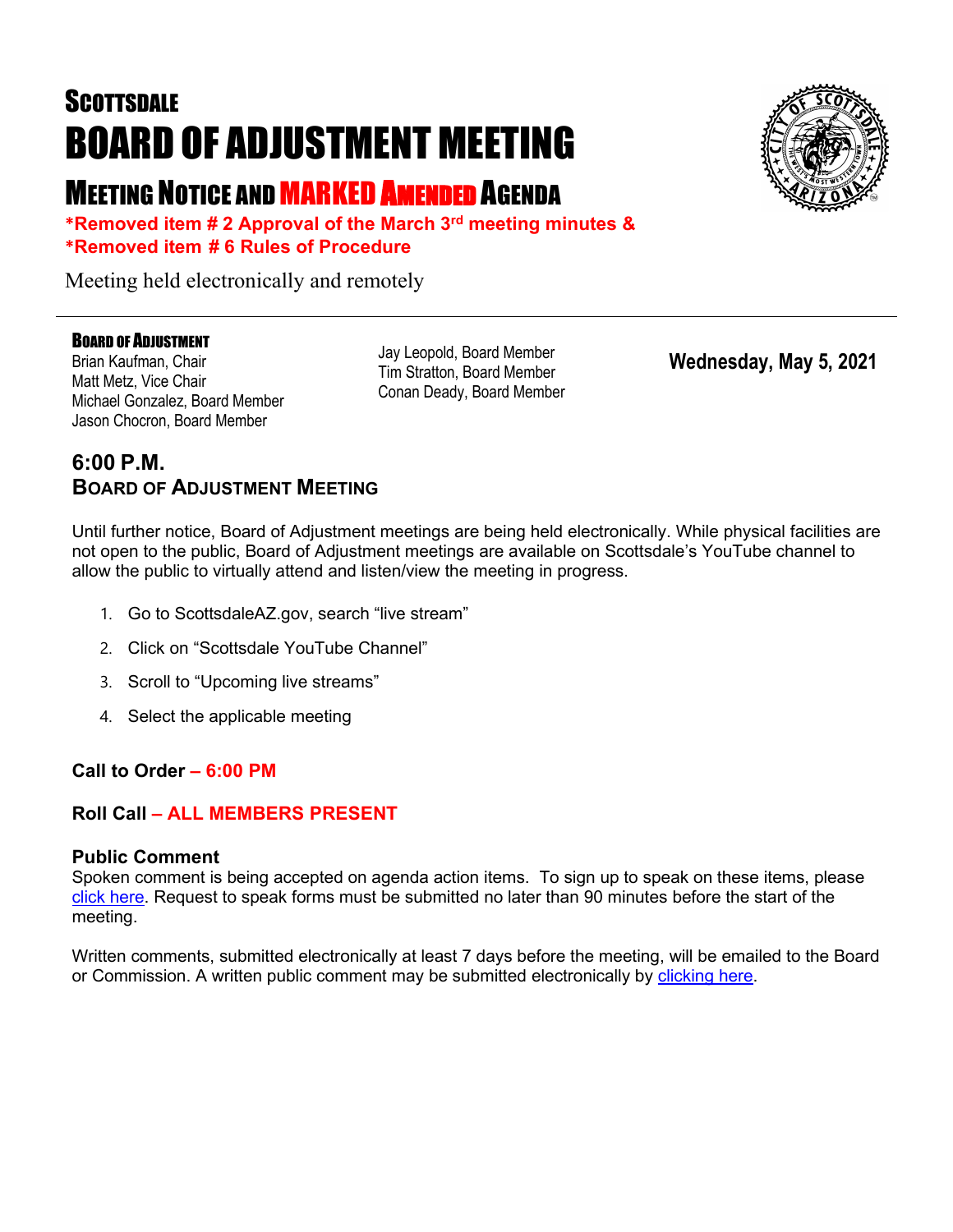# SCOTTSDALE

# BOARD OF ADJUSTMENT MEETING

## MEETING NOTICE AND MARKED AMENDED AGENDA

**\*Removed item # 2 Approval of the March 3rd meeting minutes &**
**\*Removed item # 6 Rules of Procedure**

Meeting held electronically and remotely

---

**BOARD OF ADJUSTMENT**

Brian Kaufman, Chair
Matt Metz, Vice Chair
Michael Gonzalez, Board Member
Jason Chocron, Board Member
Jay Leopold, Board Member
Tim Stratton, Board Member
Conan Deady, Board Member

**Wednesday, May 5, 2021**

### 6:00 P.M.
### BOARD OF ADJUSTMENT MEETING

Until further notice, Board of Adjustment meetings are being held electronically. While physical facilities are not open to the public, Board of Adjustment meetings are available on Scottsdale's YouTube channel to allow the public to virtually attend and listen/view the meeting in progress.

1. Go to ScottsdaleAZ.gov, search "live stream"
2. Click on "Scottsdale YouTube Channel"
3. Scroll to "Upcoming live streams"
4. Select the applicable meeting

**Call to Order – 6:00 PM**

**Roll Call – ALL MEMBERS PRESENT**

**Public Comment**
Spoken comment is being accepted on agenda action items. To sign up to speak on these items, please click here. Request to speak forms must be submitted no later than 90 minutes before the start of the meeting.

Written comments, submitted electronically at least 7 days before the meeting, will be emailed to the Board or Commission. A written public comment may be submitted electronically by clicking here.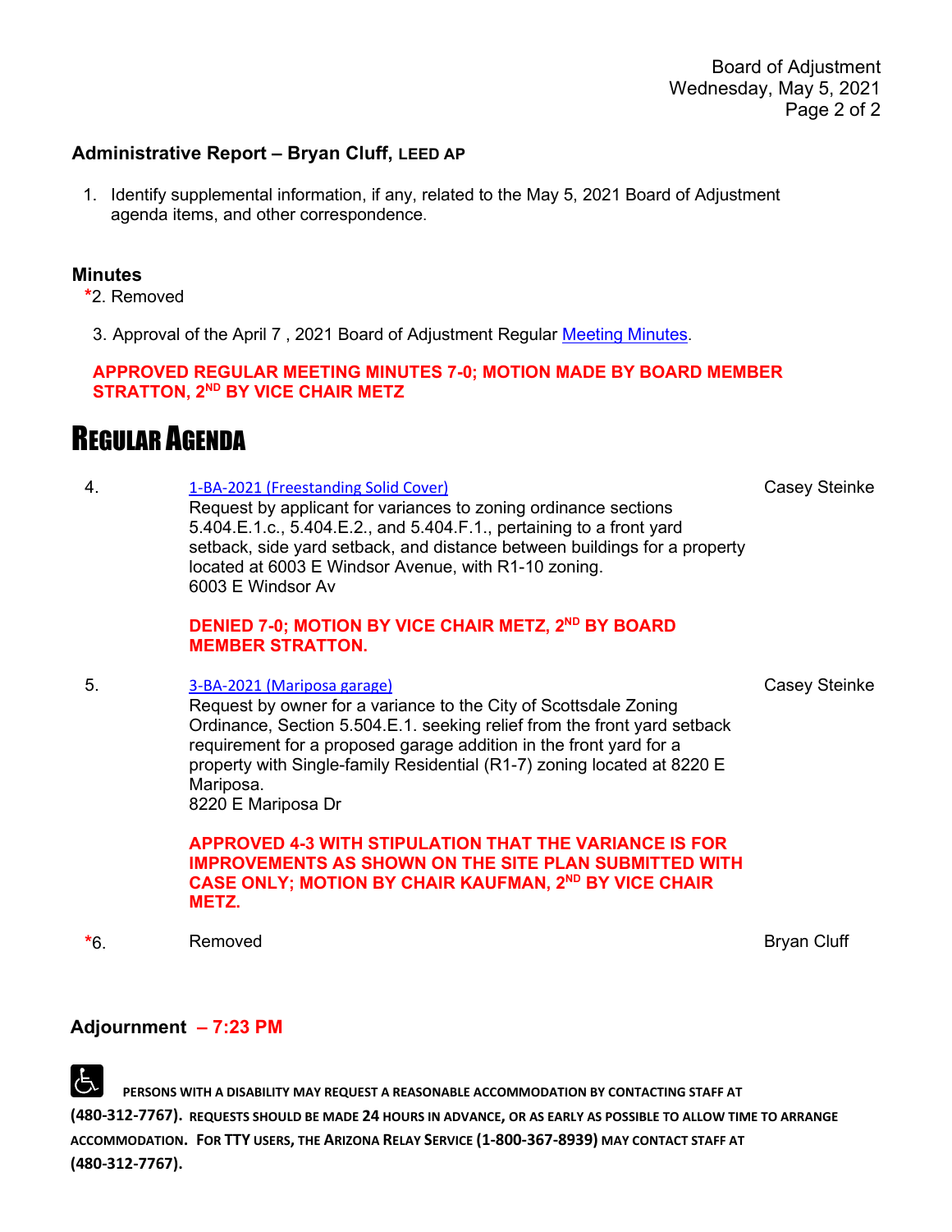## Administrative Report – Bryan Cluff, LEED AP

1. Identify supplemental information, if any, related to the May 5, 2021 Board of Adjustment agenda items, and other correspondence.

## Minutes

*2. Removed

3. Approval of the April 7 , 2021 Board of Adjustment Regular Meeting Minutes.

**APPROVED REGULAR MEETING MINUTES 7-0; MOTION MADE BY BOARD MEMBER STRATTON, 2ND BY VICE CHAIR METZ**

# REGULAR AGENDA

4. 1-BA-2021 (Freestanding Solid Cover) — Casey Steinke

Request by applicant for variances to zoning ordinance sections 5.404.E.1.c., 5.404.E.2., and 5.404.F.1., pertaining to a front yard setback, side yard setback, and distance between buildings for a property located at 6003 E Windsor Avenue, with R1-10 zoning.
6003 E Windsor Av

**DENIED 7-0; MOTION BY VICE CHAIR METZ, 2ND BY BOARD MEMBER STRATTON.**

5. 3-BA-2021 (Mariposa garage) — Casey Steinke

Request by owner for a variance to the City of Scottsdale Zoning Ordinance, Section 5.504.E.1. seeking relief from the front yard setback requirement for a proposed garage addition in the front yard for a property with Single-family Residential (R1-7) zoning located at 8220 E Mariposa.
8220 E Mariposa Dr

**APPROVED 4-3 WITH STIPULATION THAT THE VARIANCE IS FOR IMPROVEMENTS AS SHOWN ON THE SITE PLAN SUBMITTED WITH CASE ONLY; MOTION BY CHAIR KAUFMAN, 2ND BY VICE CHAIR METZ.**

*6. Removed — Bryan Cluff

## Adjournment – 7:23 PM

PERSONS WITH A DISABILITY MAY REQUEST A REASONABLE ACCOMMODATION BY CONTACTING STAFF AT (480-312-7767). REQUESTS SHOULD BE MADE 24 HOURS IN ADVANCE, OR AS EARLY AS POSSIBLE TO ALLOW TIME TO ARRANGE ACCOMMODATION. FOR TTY USERS, THE ARIZONA RELAY SERVICE (1-800-367-8939) MAY CONTACT STAFF AT (480-312-7767).